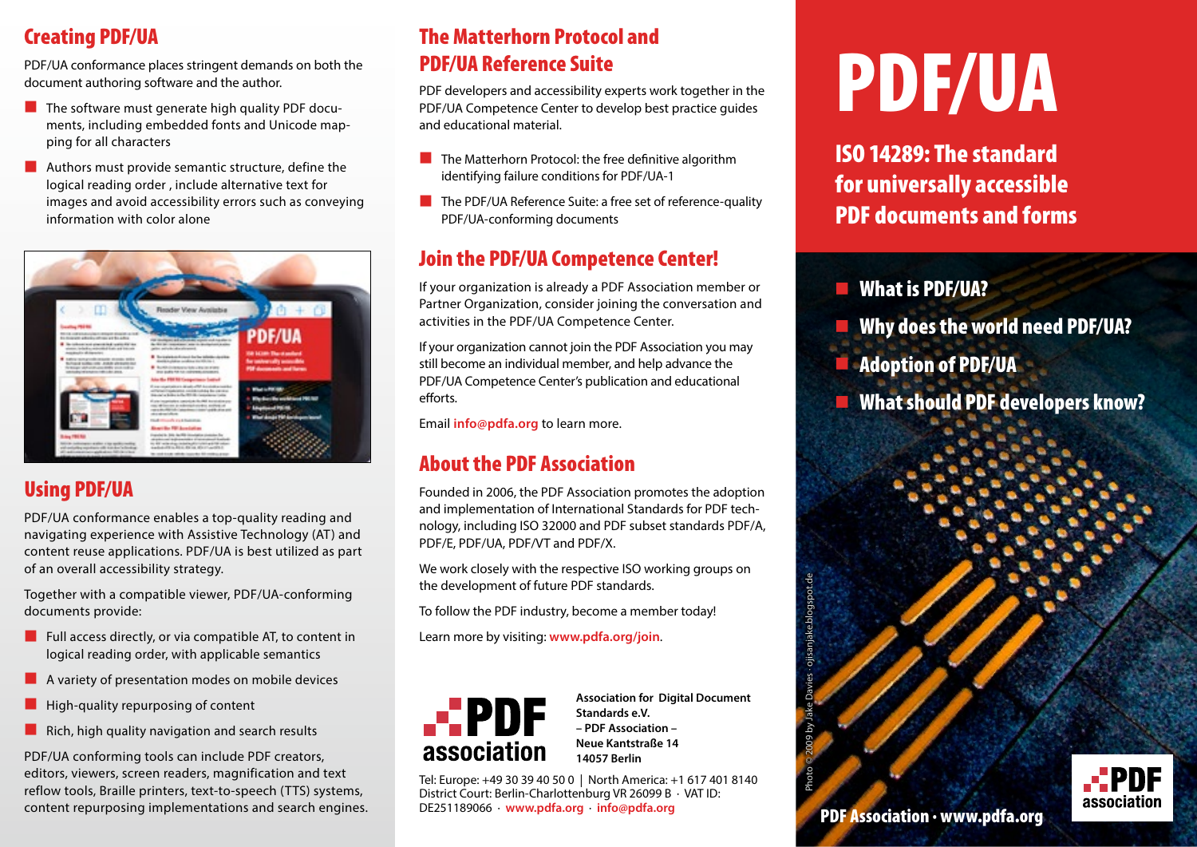## Creating PDF/UA

PDF/UA conformance places stringent demands on both the document authoring software and the author.

- The software must generate high quality PDF documents, including embedded fonts and Unicode mapping for all characters
- Authors must provide semantic structure, define the logical reading order , include alternative text for images and avoid accessibility errors such as conveying information with color alone

## Using PDF/UA

PDF/UA conformance enables a top-quality reading and navigating experience with Assistive Technology (AT) and content reuse applications. PDF/UA is best utilized as part of an overall accessibility strategy.

Together with a compatible viewer, PDF/UA-conforming documents provide:

- Full access directly, or via compatible AT, to content in logical reading order, with applicable semantics
- A variety of presentation modes on mobile devices
- High-quality repurposing of content
- Rich, high quality navigation and search results

PDF/UA conforming tools can include PDF creators, editors, viewers, screen readers, magnification and text reflow tools, Braille printers, text-to-speech (TTS) systems, content repurposing implementations and search engines.

## The Matterhorn Protocol and PDF/UA Reference Suite

PDF developers and accessibility experts work together in the PDF/UA Competence Center to develop best practice guides and educational material.

- The Matterhorn Protocol: the free definitive algorithm identifying failure conditions for PDF/UA-1
- The PDF/UA Reference Suite: a free set of reference-quality PDF/UA-conforming documents

## Join the PDF/UA Competence Center!

If your organization is already a PDF Association member or Partner Organization, consider joining the conversation and activities in the PDF/UA Competence Center.

If your organization cannot join the PDF Association you may still become an individual member, and help advance the PDF/UA Competence Center's publication and educational efforts.

Email info@pdfa.org to learn more.

## About the PDF Association

Founded in 2006, the PDF Association promotes the adoption and implementation of International Standards for PDF technology, including ISO 32000 and PDF subset standards PDF/A, PDF/E, PDF/UA, PDF/VT and PDF/X.

We work closely with the respective ISO working groups on the development of future PDF standards.

To follow the PDF industry, become a member today!

Learn more by visiting: www.pdfa.org/join.

PDF association

**Association for Digital Document Standards e.V.**
**– PDF Association –**
**Neue Kantstraße 14**
**14057 Berlin**

Tel: Europe: +49 30 39 40 50 0 | North America: +1 617 401 8140
District Court: Berlin-Charlottenburg VR 26099 B · VAT ID: DE251189066 · www.pdfa.org · info@pdfa.org

# PDF/UA

## ISO 14289: The standard for universally accessible PDF documents and forms

- What is PDF/UA?
- Why does the world need PDF/UA?
- Adoption of PDF/UA
- What should PDF developers know?

Photo © 2009 by Jake Davies · ojisanjake.blogspot.de

PDF Association · www.pdfa.org

PDF association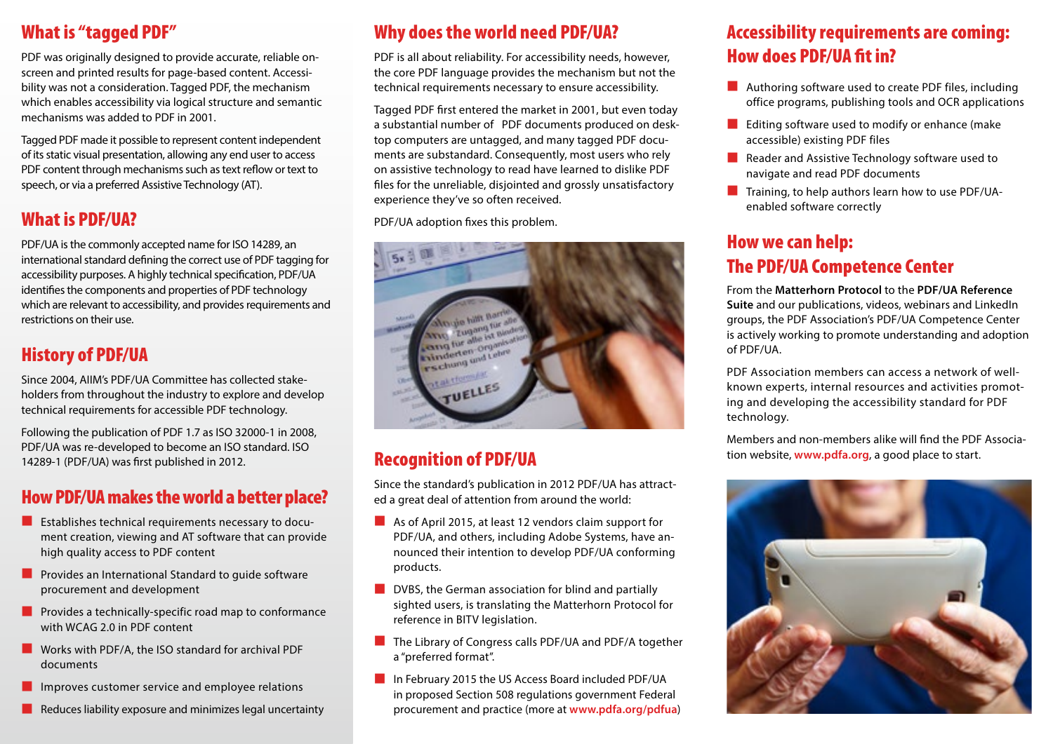## What is "tagged PDF"

PDF was originally designed to provide accurate, reliable on-screen and printed results for page-based content. Accessibility was not a consideration. Tagged PDF, the mechanism which enables accessibility via logical structure and semantic mechanisms was added to PDF in 2001.

Tagged PDF made it possible to represent content independent of its static visual presentation, allowing any end user to access PDF content through mechanisms such as text reflow or text to speech, or via a preferred Assistive Technology (AT).

## What is PDF/UA?

PDF/UA is the commonly accepted name for ISO 14289, an international standard defining the correct use of PDF tagging for accessibility purposes. A highly technical specification, PDF/UA identifies the components and properties of PDF technology which are relevant to accessibility, and provides requirements and restrictions on their use.

## History of PDF/UA

Since 2004, AIIM's PDF/UA Committee has collected stakeholders from throughout the industry to explore and develop technical requirements for accessible PDF technology.

Following the publication of PDF 1.7 as ISO 32000-1 in 2008, PDF/UA was re-developed to become an ISO standard. ISO 14289-1 (PDF/UA) was first published in 2012.

## How PDF/UA makes the world a better place?

- Establishes technical requirements necessary to document creation, viewing and AT software that can provide high quality access to PDF content
- Provides an International Standard to guide software procurement and development
- Provides a technically-specific road map to conformance with WCAG 2.0 in PDF content
- Works with PDF/A, the ISO standard for archival PDF documents
- Improves customer service and employee relations
- Reduces liability exposure and minimizes legal uncertainty

## Why does the world need PDF/UA?

PDF is all about reliability. For accessibility needs, however, the core PDF language provides the mechanism but not the technical requirements necessary to ensure accessibility.

Tagged PDF first entered the market in 2001, but even today a substantial number of PDF documents produced on desktop computers are untagged, and many tagged PDF documents are substandard. Consequently, most users who rely on assistive technology to read have learned to dislike PDF files for the unreliable, disjointed and grossly unsatisfactory experience they've so often received.

PDF/UA adoption fixes this problem.

## Recognition of PDF/UA

Since the standard's publication in 2012 PDF/UA has attracted a great deal of attention from around the world:

- As of April 2015, at least 12 vendors claim support for PDF/UA, and others, including Adobe Systems, have announced their intention to develop PDF/UA conforming products.
- DVBS, the German association for blind and partially sighted users, is translating the Matterhorn Protocol for reference in BITV legislation.
- The Library of Congress calls PDF/UA and PDF/A together a "preferred format".
- In February 2015 the US Access Board included PDF/UA in proposed Section 508 regulations government Federal procurement and practice (more at **www.pdfa.org/pdfua**)

## Accessibility requirements are coming: How does PDF/UA fit in?

- Authoring software used to create PDF files, including office programs, publishing tools and OCR applications
- Editing software used to modify or enhance (make accessible) existing PDF files
- Reader and Assistive Technology software used to navigate and read PDF documents
- Training, to help authors learn how to use PDF/UA-enabled software correctly

## How we can help: The PDF/UA Competence Center

From the **Matterhorn Protocol** to the **PDF/UA Reference Suite** and our publications, videos, webinars and LinkedIn groups, the PDF Association's PDF/UA Competence Center is actively working to promote understanding and adoption of PDF/UA.

PDF Association members can access a network of well-known experts, internal resources and activities promoting and developing the accessibility standard for PDF technology.

Members and non-members alike will find the PDF Association website, **www.pdfa.org**, a good place to start.